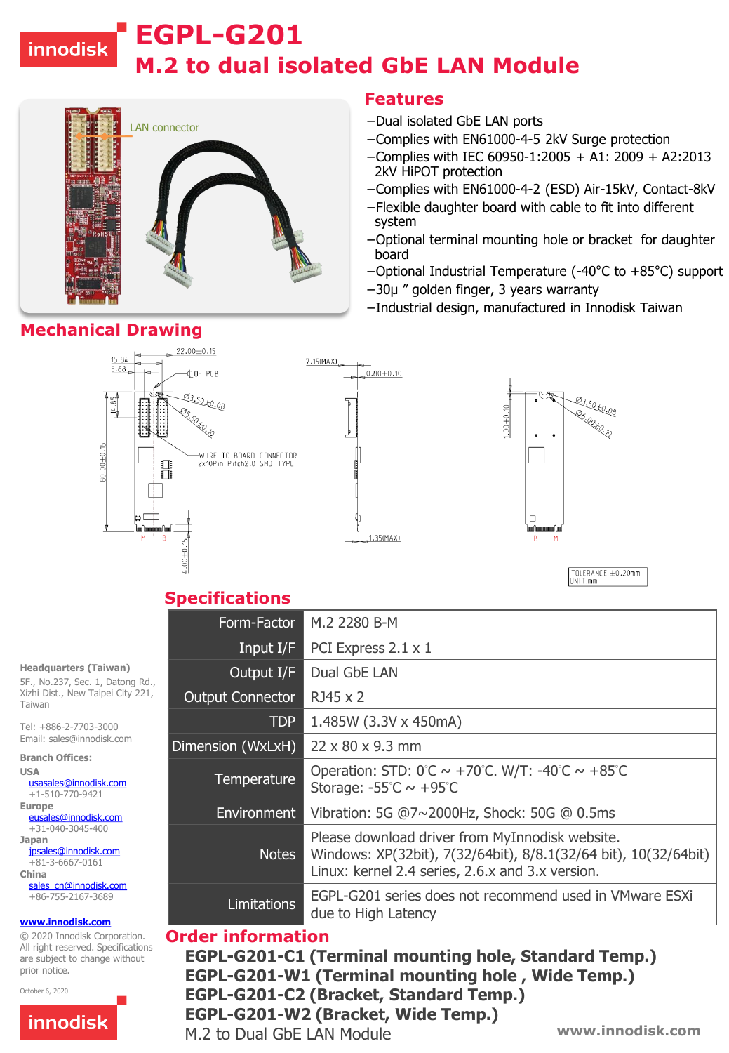# EGPL-G201

## M.2 to dual isolated GbE LAN Module

## Features

- Dual isolated GbE LAN ports
- Complies with EN61000-4-5 2kV Surge protection
- Complies with IEC 60950-1:2005 + A1: 2009 + A2:2013 2kV HiPOT protection
- Complies with EN61000-4-2 (ESD) Air-15kV, Contact-8kV
- Flexible daughter board with cable to fit into different system
- Optional terminal mounting hole or bracket for daughter board
- Optional Industrial Temperature (-40°C to +85°C) support
- 30μ " golden finger, 3 years warranty
- Industrial design, manufactured in Innodisk Taiwan

## Mechanical Drawing

## Specifications

| | |
|---|---|
| Form-Factor | M.2 2280 B-M |
| Input I/F | PCI Express 2.1 x 1 |
| Output I/F | Dual GbE LAN |
| Output Connector | RJ45 x 2 |
| TDP | 1.485W (3.3V x 450mA) |
| Dimension (WxLxH) | 22 x 80 x 9.3 mm |
| Temperature | Operation: STD: 0°C ~ +70°C. W/T: -40°C ~ +85°C<br>Storage: -55°C ~ +95°C |
| Environment | Vibration: 5G @7~2000Hz, Shock: 50G @ 0.5ms |
| Notes | Please download driver from MyInnodisk website.<br>Windows: XP(32bit), 7(32/64bit), 8/8.1(32/64 bit), 10(32/64bit)<br>Linux: kernel 2.4 series, 2.6.x and 3.x version. |
| Limitations | EGPL-G201 series does not recommend used in VMware ESXi due to High Latency |

## Order information

**EGPL-G201-C1 (Terminal mounting hole, Standard Temp.)**
**EGPL-G201-W1 (Terminal mounting hole , Wide Temp.)**
**EGPL-G201-C2 (Bracket, Standard Temp.)**
**EGPL-G201-W2 (Bracket, Wide Temp.)**

M.2 to Dual GbE LAN Module

**Headquarters (Taiwan)**
5F., No.237, Sec. 1, Datong Rd., Xizhi Dist., New Taipei City 221, Taiwan

Tel: +886-2-7703-3000
Email: sales@innodisk.com

**Branch Offices:**

**USA**
usasales@innodisk.com
+1-510-770-9421

**Europe**
eusales@innodisk.com
+31-040-3045-400

**Japan**
jpsales@innodisk.com
+81-3-6667-0161

**China**
sales_cn@innodisk.com
+86-755-2167-3689

www.innodisk.com

© 2020 Innodisk Corporation. All right reserved. Specifications are subject to change without prior notice.

October 6, 2020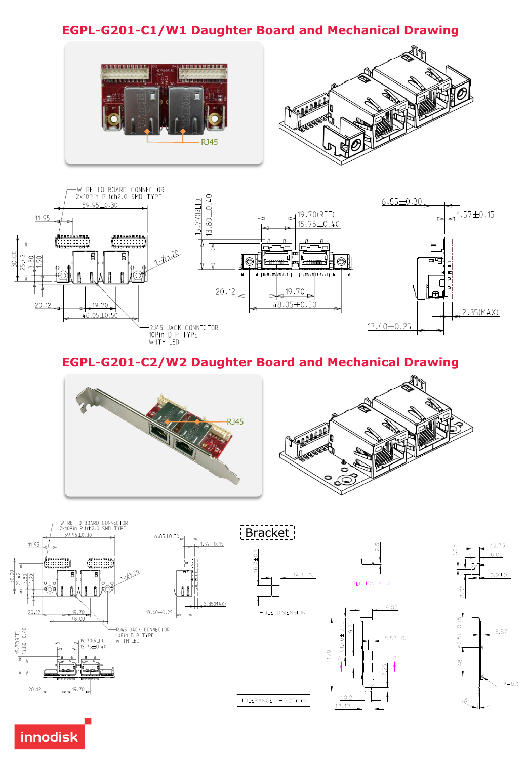## EGPL-G201-C1/W1 Daughter Board and Mechanical Drawing

RJ45

WIRE TO BOARD CONNECTOR
2x10Pin Pitch2.0 SMD TYPE

59.95±0.30
11.95
30.00
25.42
3.80
1.90
2-Φ3.20
20.12
19.70
48.05±0.50

RJ45 JACK CONNECTOR
10Pin DIP TYPE
WITH LED

15.77(REF)
13.80±0.40
19.70(REF)
15.75±0.40
20.12
19.70
48.05±0.50

6.85±0.30
1.57±0.15
2.35(MAX)
13.40±0.25

## EGPL-G201-C2/W2 Daughter Board and Mechanical Drawing

RJ45

WIRE TO BOARD CONNECTOR
2x10Pin Pitch2.0 SMD TYPE

59.95±0.30
11.95
30.00
25.42
3.80
1.90
2-Φ3.20
20.12
19.70
48.00

6.85±0.30
1.57±0.15
2.35(MAX)
13.40±0.25

RJ45 JACK CONNECTOR
10Pin DIP TYPE
WITH LED

15.77(REF)
13.80±0.40
19.70(REF)
15.75±0.40
20.12
19.70

### Bracket

16.7±0.1
14.1±0.1
HOLE DIMENSION
2.5
SECTION A-A
3.05
12.33
6.09
0.9±0.1
8.38

19.05
81.66±0.15
19.7
8.82±0.1
120
7.25
10.2
18.42
47.5±0.15
48
8.87
2-M3
45°

TOLERANCE: ±0.20mm